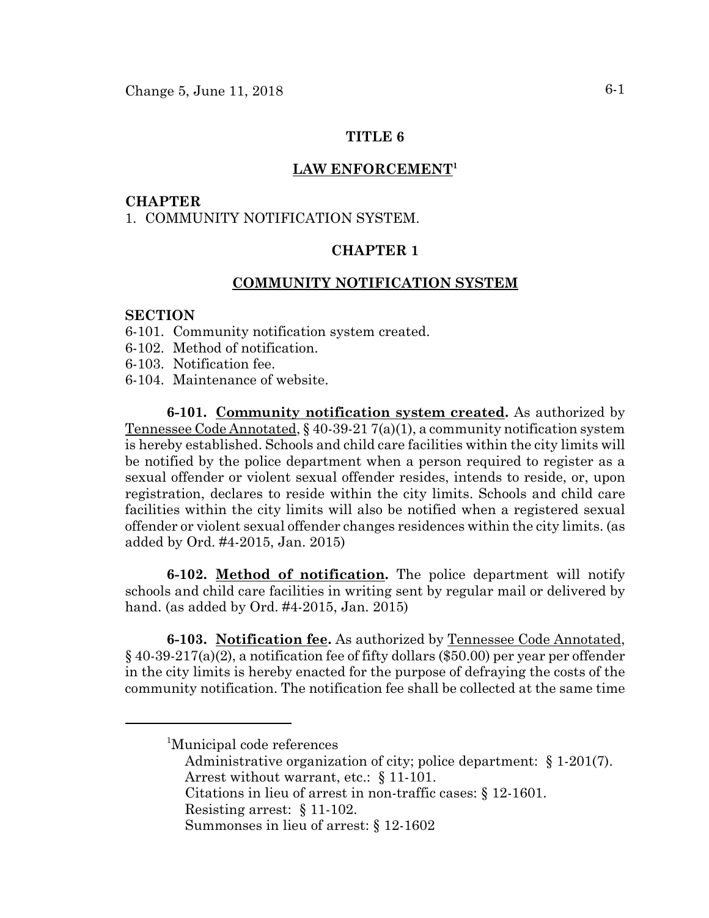# TITLE 6

## LAW ENFORCEMENT[1]

**CHAPTER**

1. COMMUNITY NOTIFICATION SYSTEM.

## CHAPTER 1

## COMMUNITY NOTIFICATION SYSTEM

**SECTION**

6-101. Community notification system created.
6-102. Method of notification.
6-103. Notification fee.
6-104. Maintenance of website.

**6-101. Community notification system created.** As authorized by Tennessee Code Annotated, § 40-39-21 7(a)(1), a community notification system is hereby established. Schools and child care facilities within the city limits will be notified by the police department when a person required to register as a sexual offender or violent sexual offender resides, intends to reside, or, upon registration, declares to reside within the city limits. Schools and child care facilities within the city limits will also be notified when a registered sexual offender or violent sexual offender changes residences within the city limits. (as added by Ord. #4-2015, Jan. 2015)

**6-102. Method of notification.** The police department will notify schools and child care facilities in writing sent by regular mail or delivered by hand. (as added by Ord. #4-2015, Jan. 2015)

**6-103. Notification fee.** As authorized by Tennessee Code Annotated, § 40-39-217(a)(2), a notification fee of fifty dollars ($50.00) per year per offender in the city limits is hereby enacted for the purpose of defraying the costs of the community notification. The notification fee shall be collected at the same time

---

[1]Municipal code references

Administrative organization of city; police department: § 1-201(7).
Arrest without warrant, etc.: § 11-101.
Citations in lieu of arrest in non-traffic cases: § 12-1601.
Resisting arrest: § 11-102.
Summonses in lieu of arrest: § 12-1602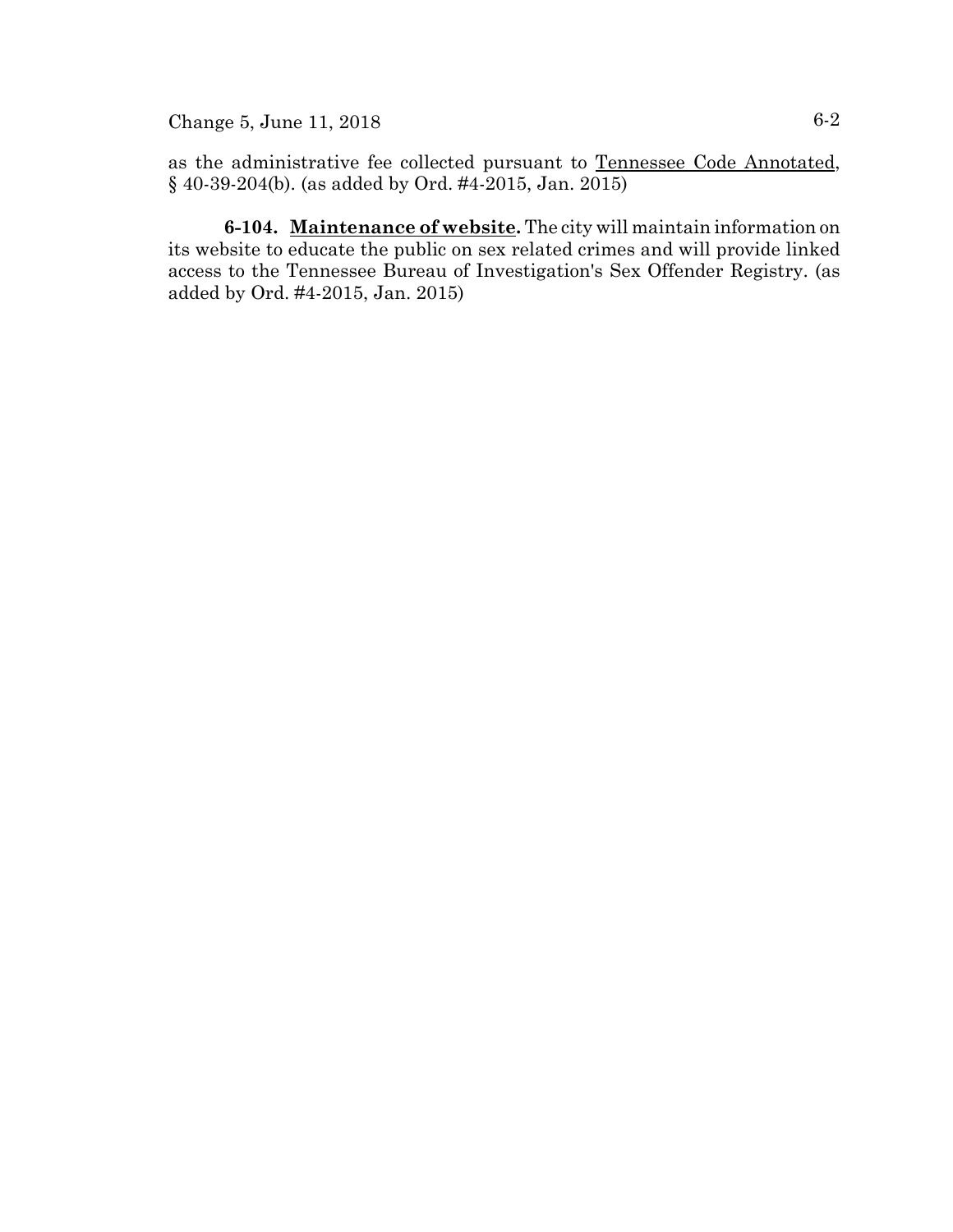as the administrative fee collected pursuant to Tennessee Code Annotated, § 40-39-204(b). (as added by Ord. #4-2015, Jan. 2015)

**6-104. Maintenance of website.** The city will maintain information on its website to educate the public on sex related crimes and will provide linked access to the Tennessee Bureau of Investigation's Sex Offender Registry. (as added by Ord. #4-2015, Jan. 2015)